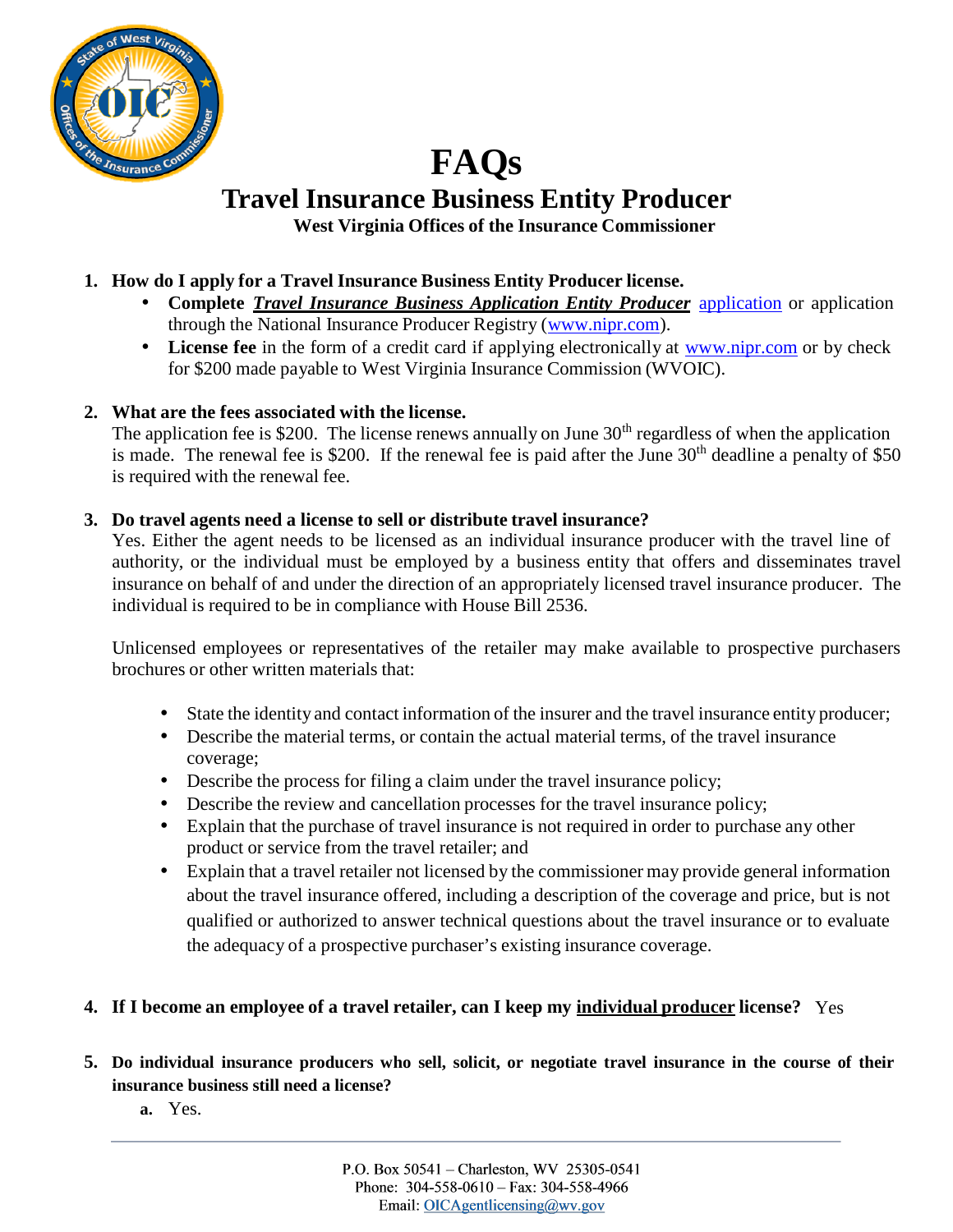# FAQs

## Travel Insurance Business Entity Producer

### West Virginia Offices of the Insurance Commissioner

1. **How do I apply for a Travel Insurance Business Entity Producer license.**
   - **Complete** ***Travel Insurance Business Application Entity Producer*** application or application through the National Insurance Producer Registry (www.nipr.com).
   - **License fee** in the form of a credit card if applying electronically at www.nipr.com or by check for $200 made payable to West Virginia Insurance Commission (WVOIC).

2. **What are the fees associated with the license.**

   The application fee is $200. The license renews annually on June 30th regardless of when the application is made. The renewal fee is $200. If the renewal fee is paid after the June 30th deadline a penalty of $50 is required with the renewal fee.

3. **Do travel agents need a license to sell or distribute travel insurance?**

   Yes. Either the agent needs to be licensed as an individual insurance producer with the travel line of authority, or the individual must be employed by a business entity that offers and disseminates travel insurance on behalf of and under the direction of an appropriately licensed travel insurance producer. The individual is required to be in compliance with House Bill 2536.

   Unlicensed employees or representatives of the retailer may make available to prospective purchasers brochures or other written materials that:

   - State the identity and contact information of the insurer and the travel insurance entity producer;
   - Describe the material terms, or contain the actual material terms, of the travel insurance coverage;
   - Describe the process for filing a claim under the travel insurance policy;
   - Describe the review and cancellation processes for the travel insurance policy;
   - Explain that the purchase of travel insurance is not required in order to purchase any other product or service from the travel retailer; and
   - Explain that a travel retailer not licensed by the commissioner may provide general information about the travel insurance offered, including a description of the coverage and price, but is not qualified or authorized to answer technical questions about the travel insurance or to evaluate the adequacy of a prospective purchaser's existing insurance coverage.

4. **If I become an employee of a travel retailer, can I keep my individual producer license?** Yes

5. **Do individual insurance producers who sell, solicit, or negotiate travel insurance in the course of their insurance business still need a license?**

   a. Yes.

P.O. Box 50541 – Charleston, WV 25305-0541
Phone: 304-558-0610 – Fax: 304-558-4966
Email: OICAgentlicensing@wv.gov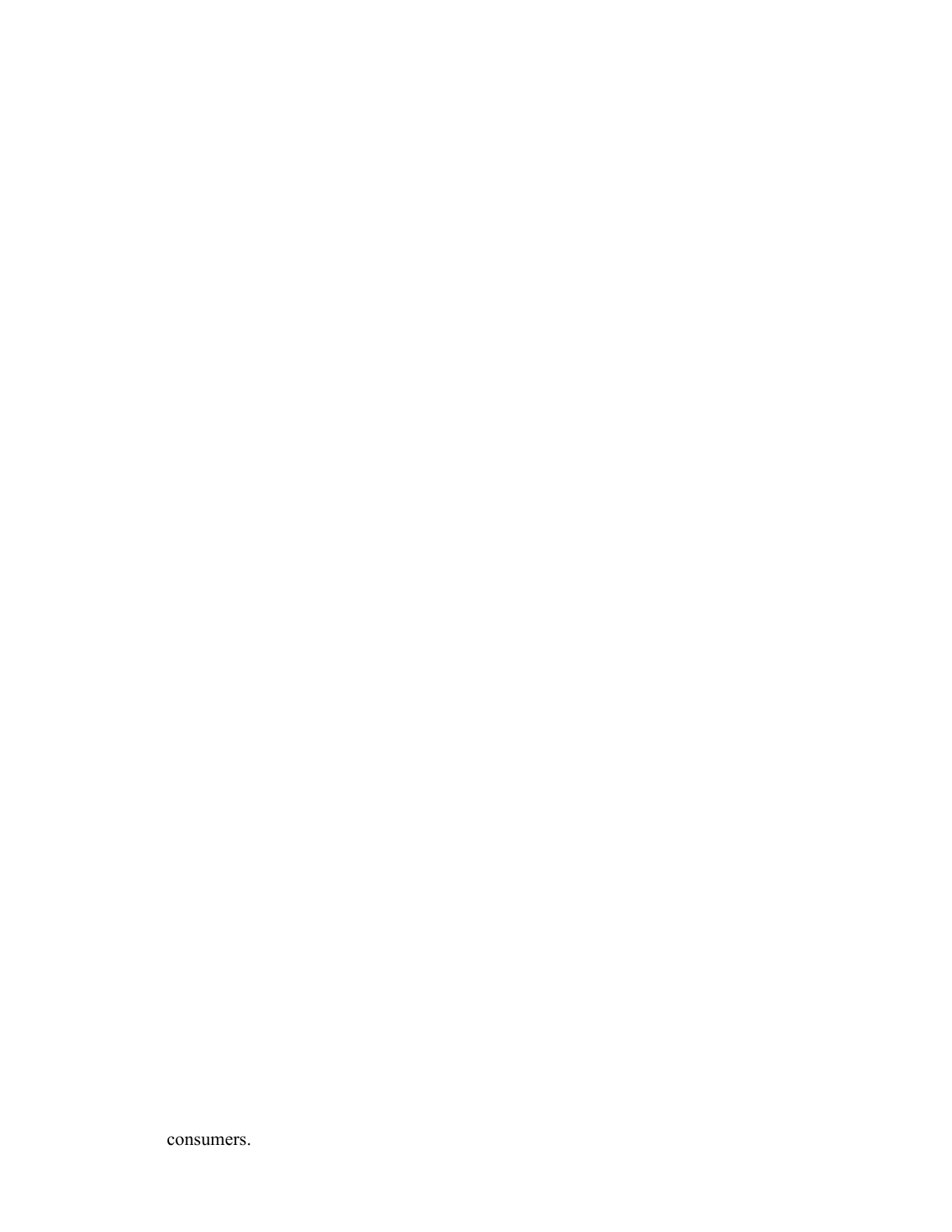consumers.